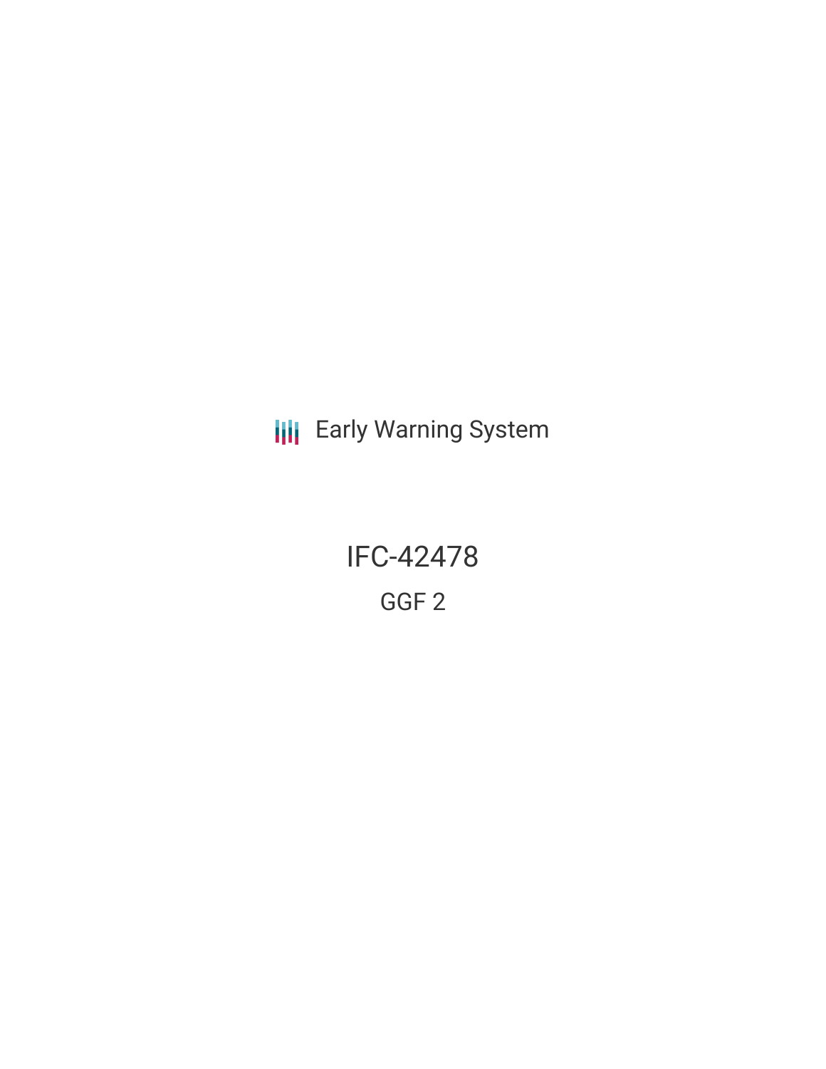Early Warning System

# IFC-42478

## GGF 2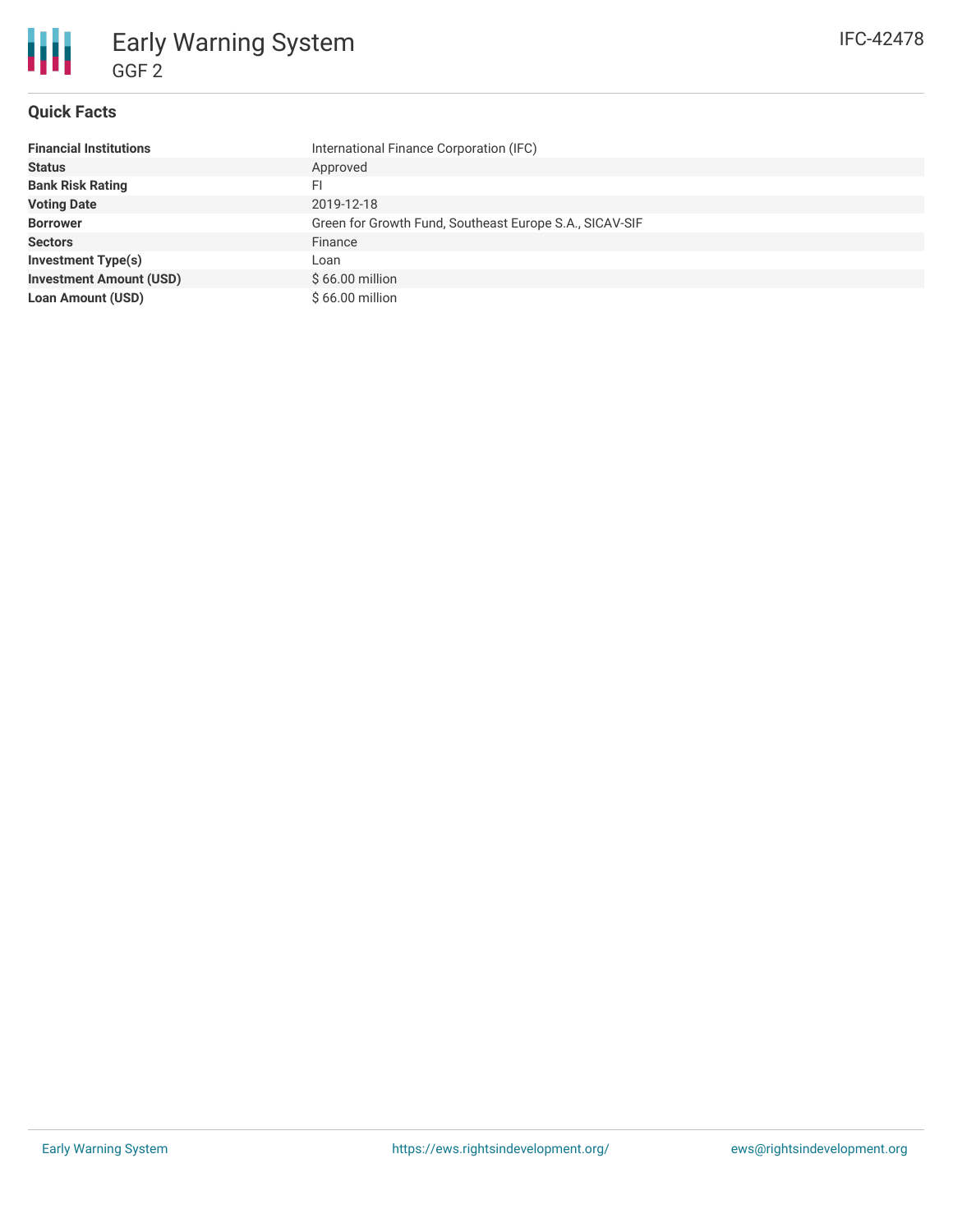# Early Warning System

GGF 2

IFC-42478

## Quick Facts

| | |
|---|---|
| **Financial Institutions** | International Finance Corporation (IFC) |
| **Status** | Approved |
| **Bank Risk Rating** | FI |
| **Voting Date** | 2019-12-18 |
| **Borrower** | Green for Growth Fund, Southeast Europe S.A., SICAV-SIF |
| **Sectors** | Finance |
| **Investment Type(s)** | Loan |
| **Investment Amount (USD)** | $ 66.00 million |
| **Loan Amount (USD)** | $ 66.00 million |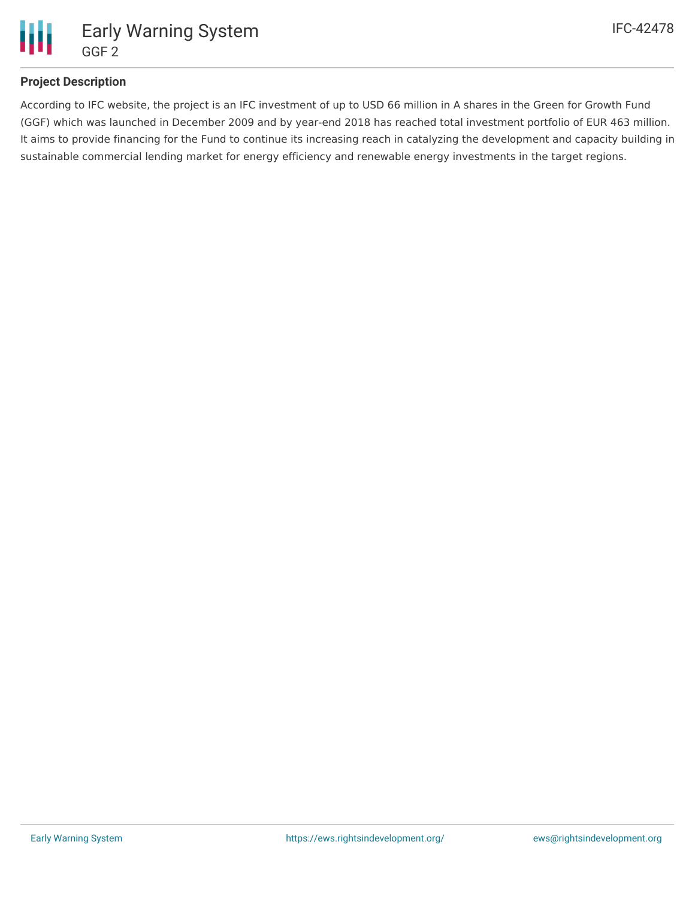### Project Description

According to IFC website, the project is an IFC investment of up to USD 66 million in A shares in the Green for Growth Fund (GGF) which was launched in December 2009 and by year-end 2018 has reached total investment portfolio of EUR 463 million. It aims to provide financing for the Fund to continue its increasing reach in catalyzing the development and capacity building in sustainable commercial lending market for energy efficiency and renewable energy investments in the target regions.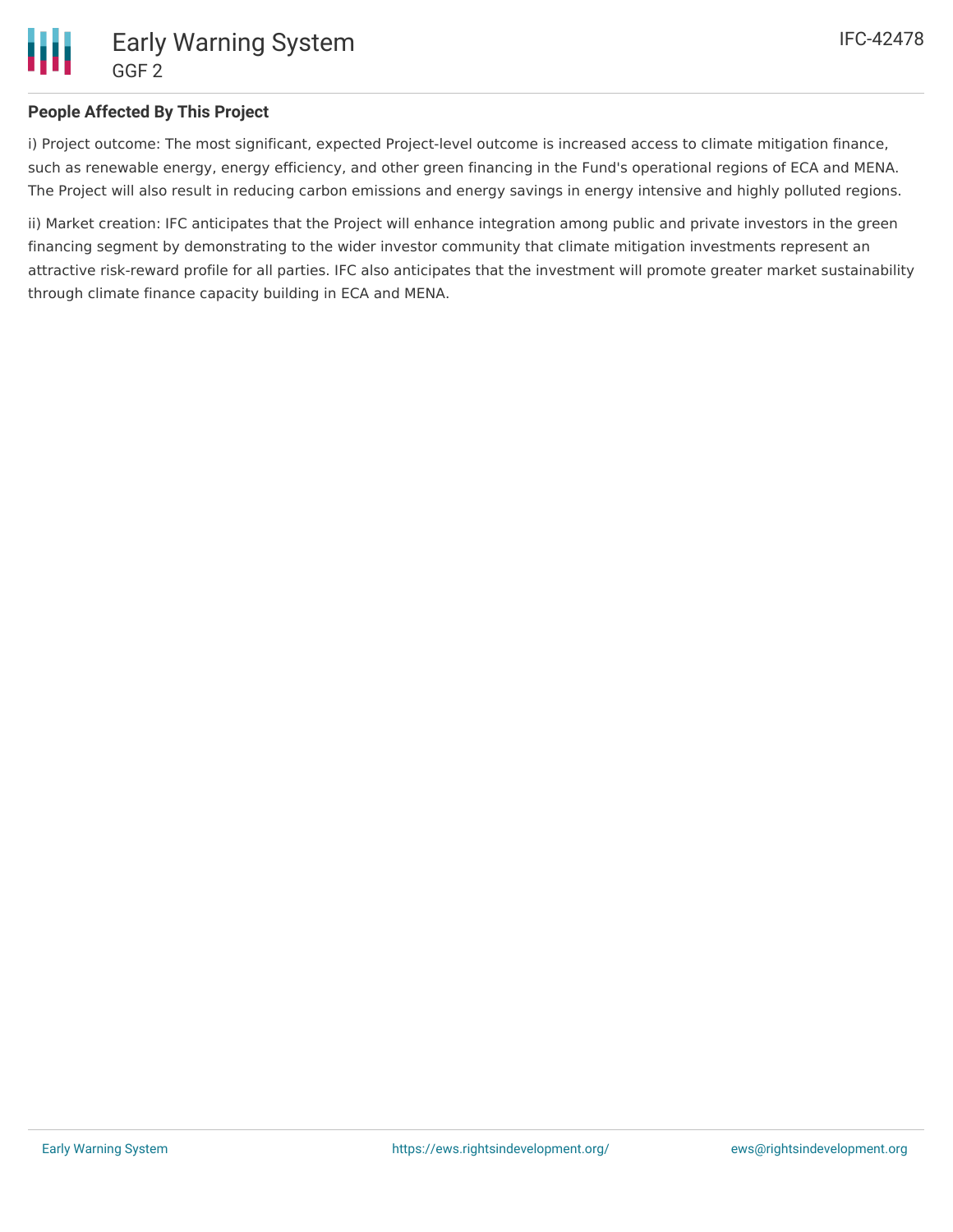## People Affected By This Project

i) Project outcome: The most significant, expected Project-level outcome is increased access to climate mitigation finance, such as renewable energy, energy efficiency, and other green financing in the Fund's operational regions of ECA and MENA. The Project will also result in reducing carbon emissions and energy savings in energy intensive and highly polluted regions.

ii) Market creation: IFC anticipates that the Project will enhance integration among public and private investors in the green financing segment by demonstrating to the wider investor community that climate mitigation investments represent an attractive risk-reward profile for all parties. IFC also anticipates that the investment will promote greater market sustainability through climate finance capacity building in ECA and MENA.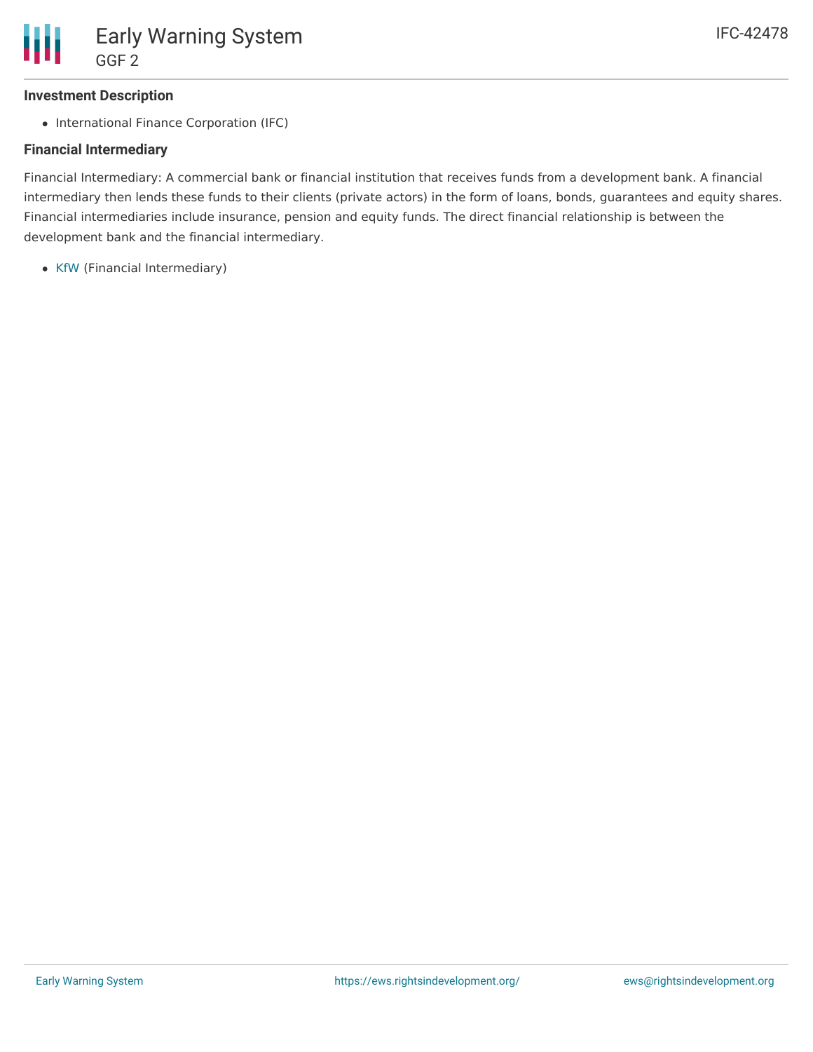### Investment Description

- International Finance Corporation (IFC)

### Financial Intermediary

Financial Intermediary: A commercial bank or financial institution that receives funds from a development bank. A financial intermediary then lends these funds to their clients (private actors) in the form of loans, bonds, guarantees and equity shares. Financial intermediaries include insurance, pension and equity funds. The direct financial relationship is between the development bank and the financial intermediary.

- KfW (Financial Intermediary)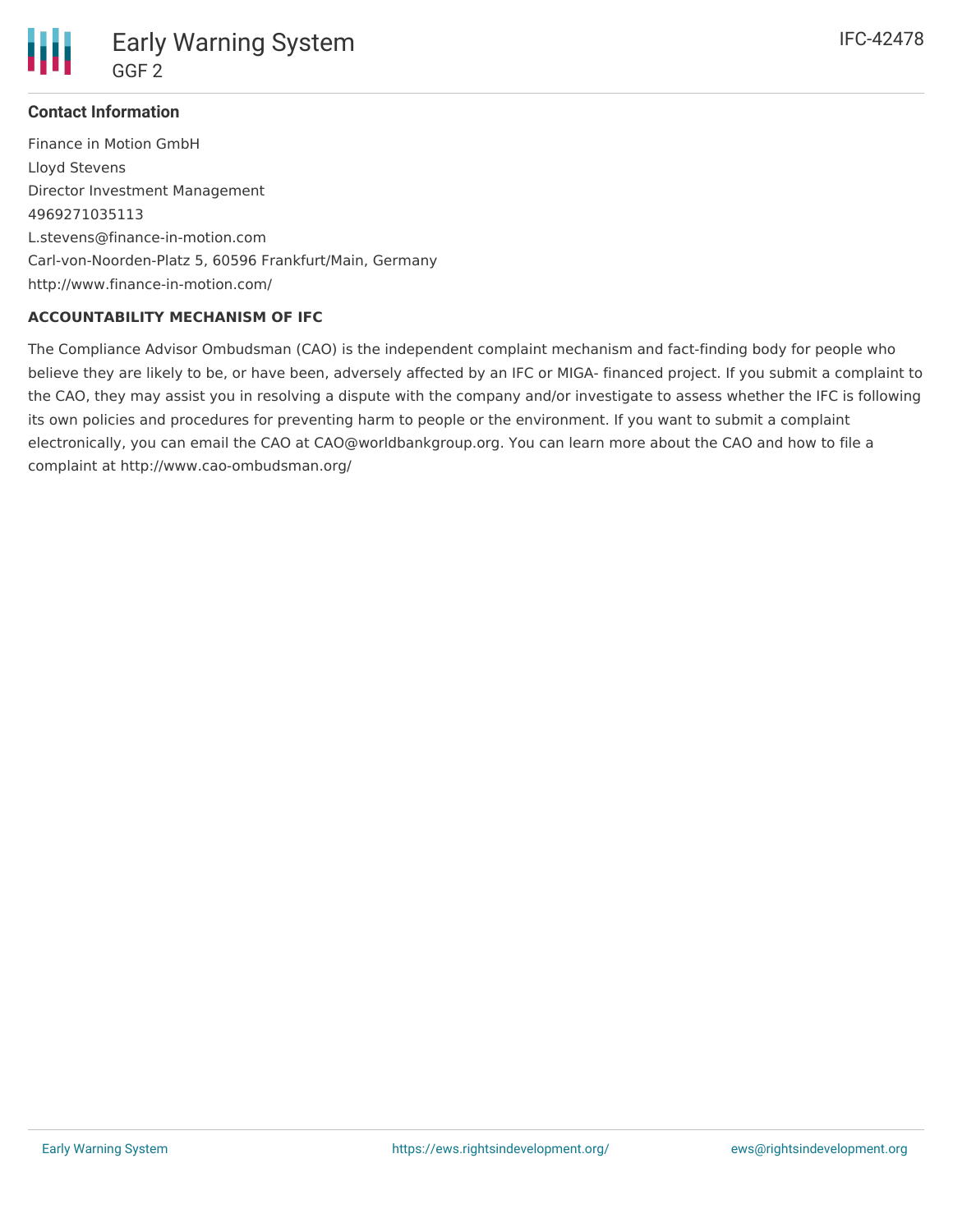**Contact Information**

Finance in Motion GmbH

Lloyd Stevens

Director Investment Management

4969271035113

L.stevens@finance-in-motion.com

Carl-von-Noorden-Platz 5, 60596 Frankfurt/Main, Germany

http://www.finance-in-motion.com/

**ACCOUNTABILITY MECHANISM OF IFC**

The Compliance Advisor Ombudsman (CAO) is the independent complaint mechanism and fact-finding body for people who believe they are likely to be, or have been, adversely affected by an IFC or MIGA- financed project. If you submit a complaint to the CAO, they may assist you in resolving a dispute with the company and/or investigate to assess whether the IFC is following its own policies and procedures for preventing harm to people or the environment. If you want to submit a complaint electronically, you can email the CAO at CAO@worldbankgroup.org. You can learn more about the CAO and how to file a complaint at http://www.cao-ombudsman.org/